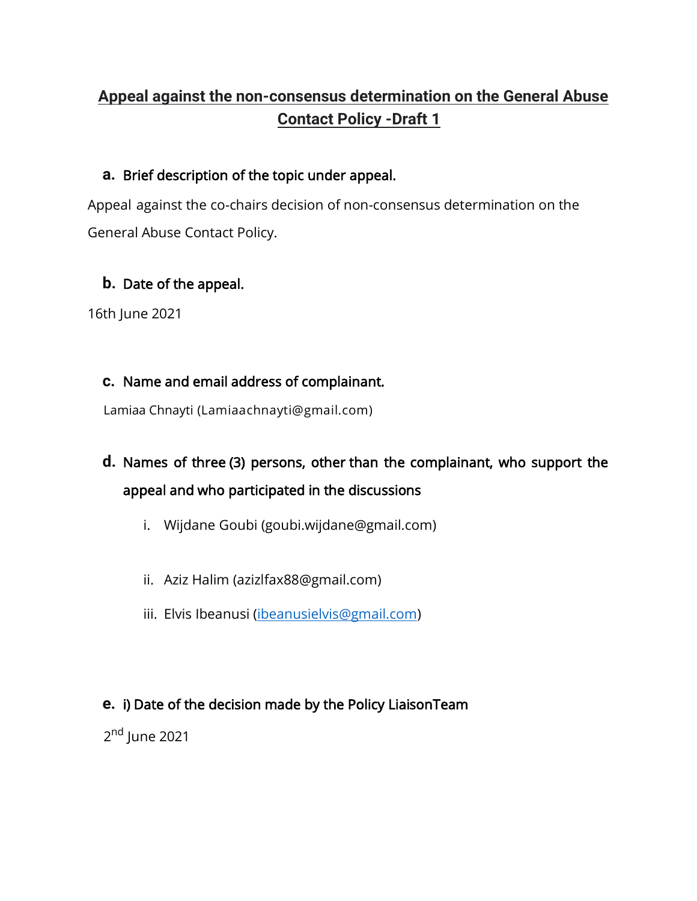# Appeal against the non-consensus determination on the General Abuse Contact Policy -Draft 1

**a. Brief description of the topic under appeal.**

Appeal against the co-chairs decision of non-consensus determination on the General Abuse Contact Policy.

**b. Date of the appeal.**

16th June 2021

**c. Name and email address of complainant.**

Lamiaa Chnayti (Lamiaachnayti@gmail.com)

**d. Names of three (3) persons, other than the complainant, who support the appeal and who participated in the discussions**

i. Wijdane Goubi (goubi.wijdane@gmail.com)

ii. Aziz Halim (azizlfax88@gmail.com)

iii. Elvis Ibeanusi (ibeanusielvis@gmail.com)

**e. i) Date of the decision made by the Policy LiaisonTeam**

2nd June 2021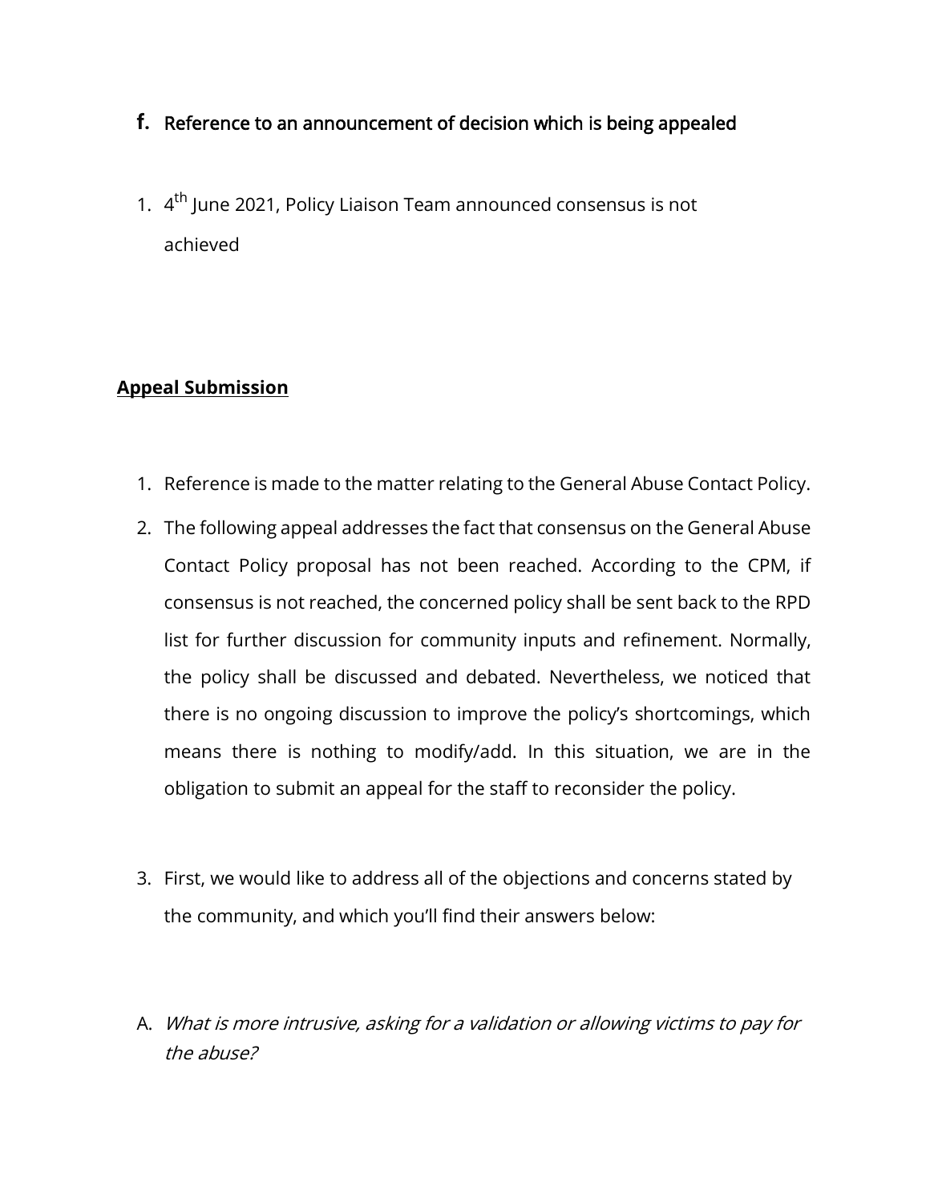## f. Reference to an announcement of decision which is being appealed

1. 4th June 2021, Policy Liaison Team announced consensus is not achieved

**Appeal Submission**

1. Reference is made to the matter relating to the General Abuse Contact Policy.
2. The following appeal addresses the fact that consensus on the General Abuse Contact Policy proposal has not been reached. According to the CPM, if consensus is not reached, the concerned policy shall be sent back to the RPD list for further discussion for community inputs and refinement. Normally, the policy shall be discussed and debated. Nevertheless, we noticed that there is no ongoing discussion to improve the policy's shortcomings, which means there is nothing to modify/add. In this situation, we are in the obligation to submit an appeal for the staff to reconsider the policy.
3. First, we would like to address all of the objections and concerns stated by the community, and which you'll find their answers below:

A. *What is more intrusive, asking for a validation or allowing victims to pay for the abuse?*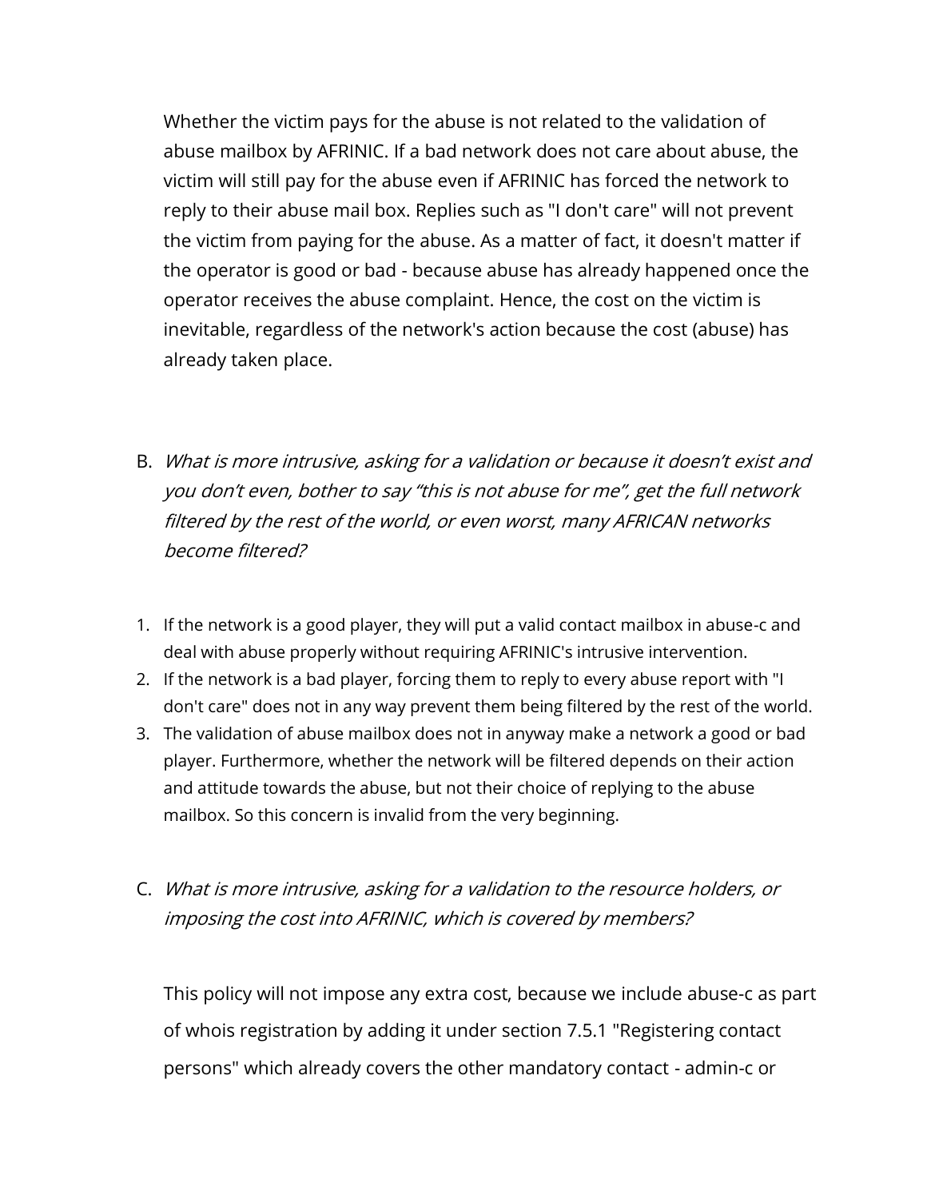Whether the victim pays for the abuse is not related to the validation of abuse mailbox by AFRINIC. If a bad network does not care about abuse, the victim will still pay for the abuse even if AFRINIC has forced the network to reply to their abuse mail box. Replies such as "I don't care" will not prevent the victim from paying for the abuse. As a matter of fact, it doesn't matter if the operator is good or bad - because abuse has already happened once the operator receives the abuse complaint. Hence, the cost on the victim is inevitable, regardless of the network's action because the cost (abuse) has already taken place.

B. *What is more intrusive, asking for a validation or because it doesn't exist and you don't even, bother to say "this is not abuse for me", get the full network filtered by the rest of the world, or even worst, many AFRICAN networks become filtered?*

1. If the network is a good player, they will put a valid contact mailbox in abuse-c and deal with abuse properly without requiring AFRINIC's intrusive intervention.
2. If the network is a bad player, forcing them to reply to every abuse report with "I don't care" does not in any way prevent them being filtered by the rest of the world.
3. The validation of abuse mailbox does not in anyway make a network a good or bad player. Furthermore, whether the network will be filtered depends on their action and attitude towards the abuse, but not their choice of replying to the abuse mailbox. So this concern is invalid from the very beginning.

C. *What is more intrusive, asking for a validation to the resource holders, or imposing the cost into AFRINIC, which is covered by members?*

This policy will not impose any extra cost, because we include abuse-c as part of whois registration by adding it under section 7.5.1 "Registering contact persons" which already covers the other mandatory contact - admin-c or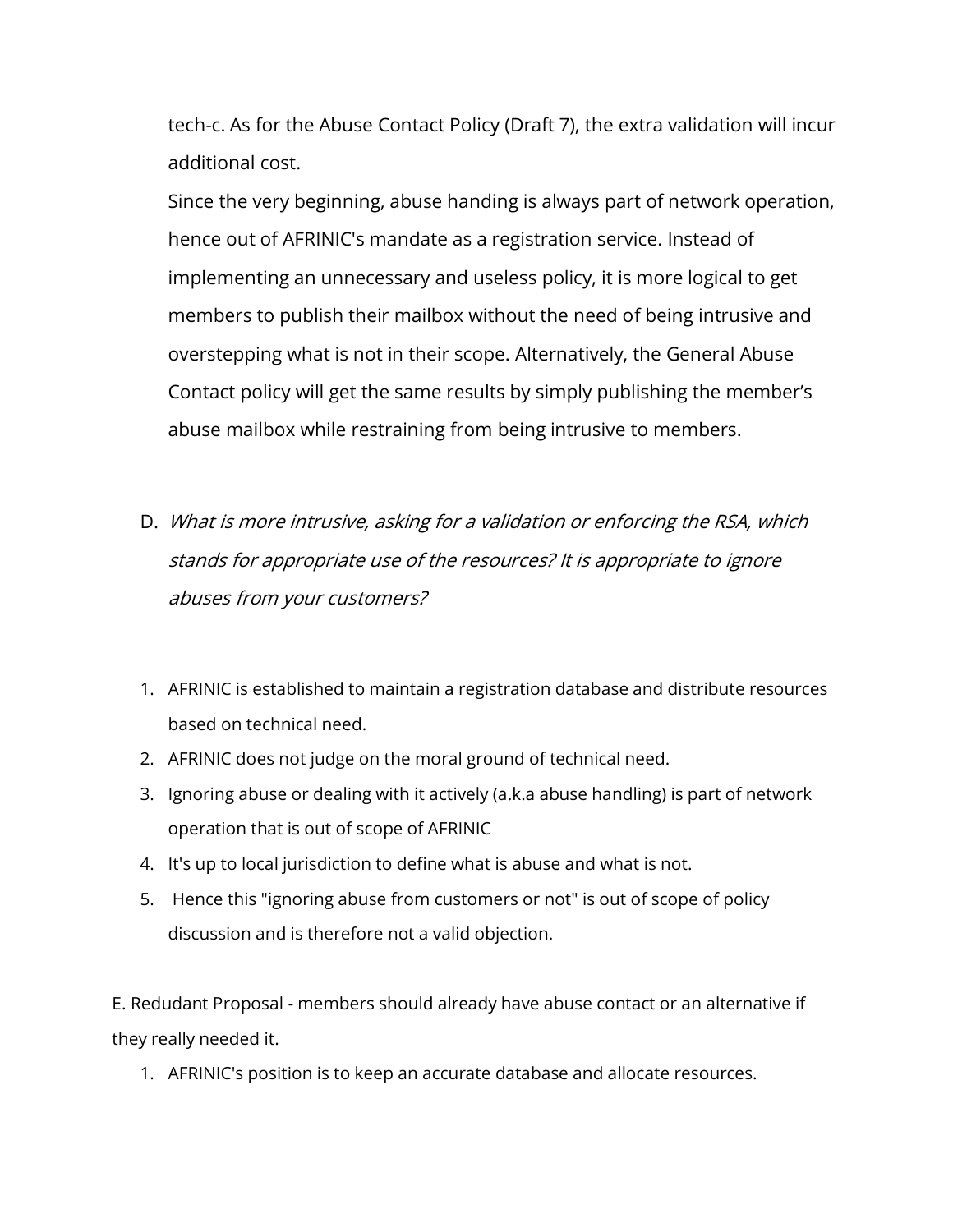tech-c. As for the Abuse Contact Policy (Draft 7), the extra validation will incur additional cost.

Since the very beginning, abuse handing is always part of network operation, hence out of AFRINIC's mandate as a registration service. Instead of implementing an unnecessary and useless policy, it is more logical to get members to publish their mailbox without the need of being intrusive and overstepping what is not in their scope. Alternatively, the General Abuse Contact policy will get the same results by simply publishing the member's abuse mailbox while restraining from being intrusive to members.

D. *What is more intrusive, asking for a validation or enforcing the RSA, which stands for appropriate use of the resources? It is appropriate to ignore abuses from your customers?*

1. AFRINIC is established to maintain a registration database and distribute resources based on technical need.
2. AFRINIC does not judge on the moral ground of technical need.
3. Ignoring abuse or dealing with it actively (a.k.a abuse handling) is part of network operation that is out of scope of AFRINIC
4. It's up to local jurisdiction to define what is abuse and what is not.
5. Hence this "ignoring abuse from customers or not" is out of scope of policy discussion and is therefore not a valid objection.

E. Redudant Proposal - members should already have abuse contact or an alternative if they really needed it.

1. AFRINIC's position is to keep an accurate database and allocate resources.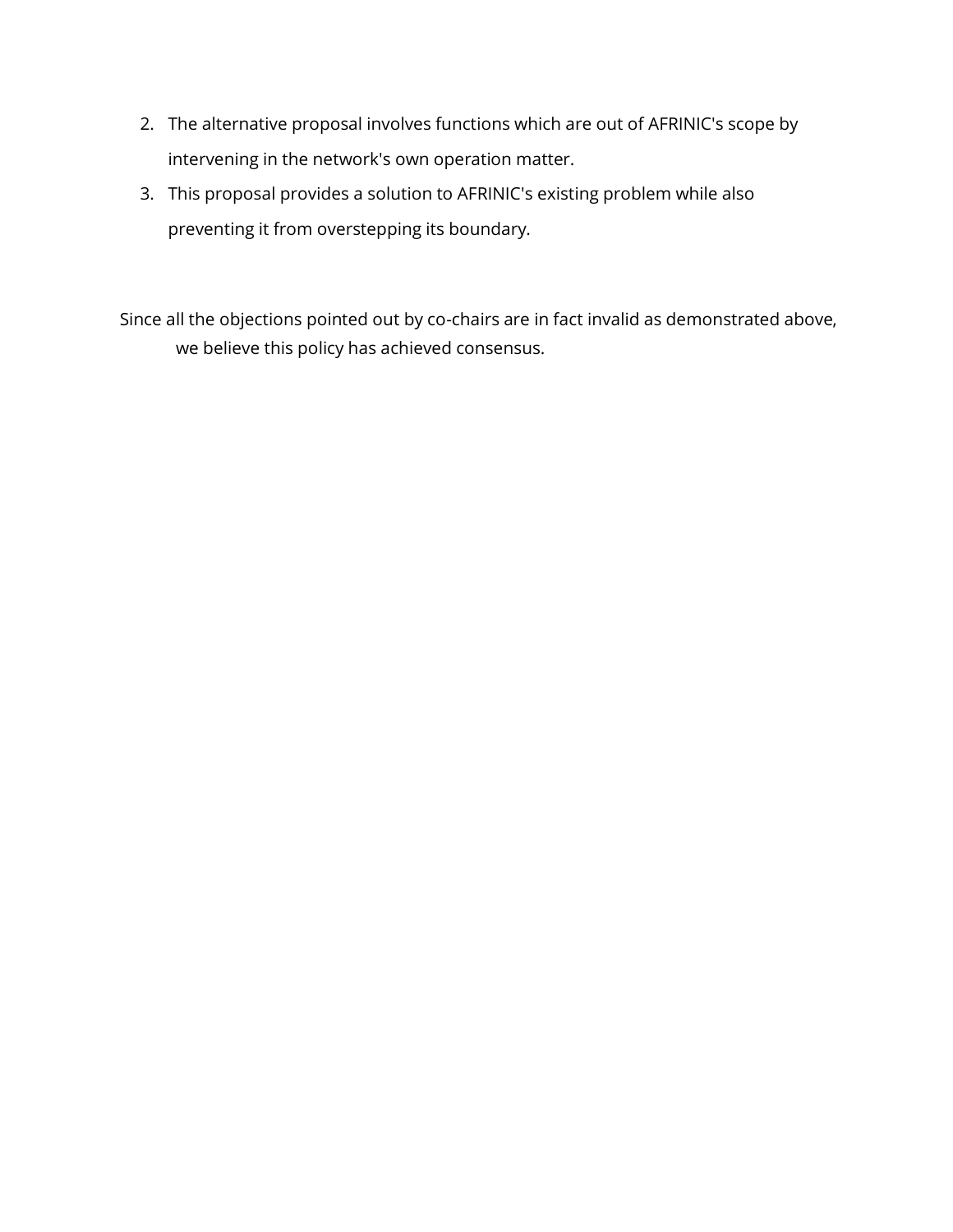2. The alternative proposal involves functions which are out of AFRINIC's scope by intervening in the network's own operation matter.
3. This proposal provides a solution to AFRINIC's existing problem while also preventing it from overstepping its boundary.

Since all the objections pointed out by co-chairs are in fact invalid as demonstrated above, we believe this policy has achieved consensus.